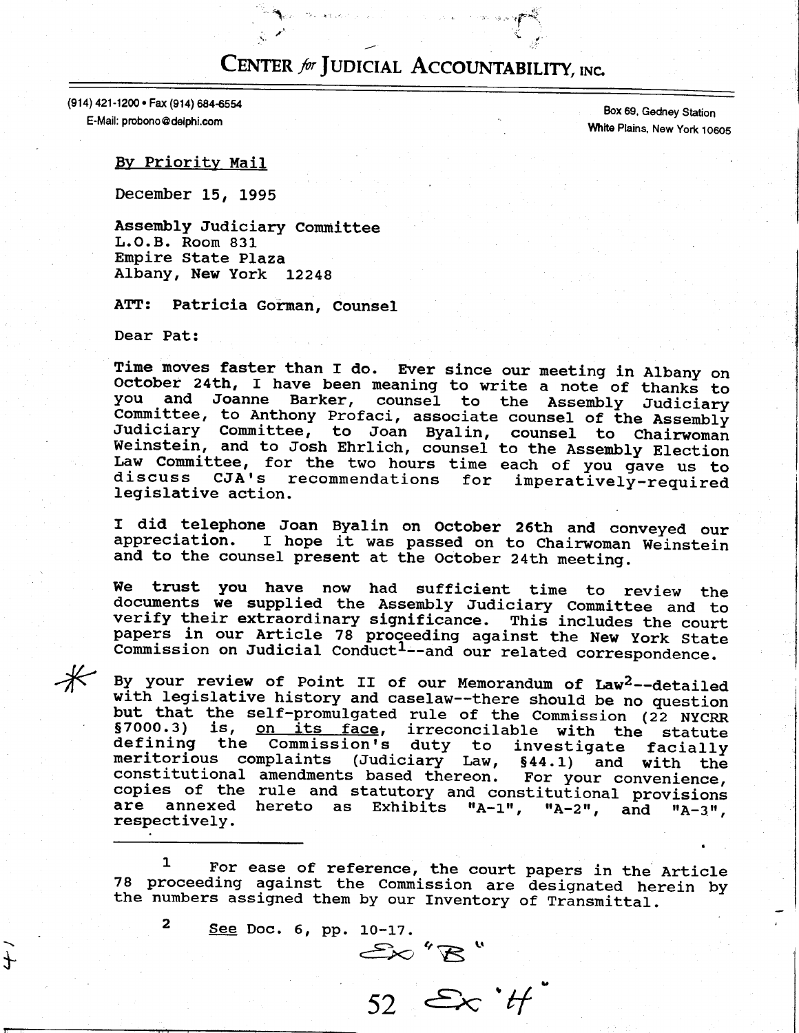# CENTER *for* JUDICIAL ACCOUNTABILITY, INC.

(914) 421-1200 • Fax (914) 684-6554
E-Mail: probono@delphi.com

Box 69, Gedney Station
White Plains, New York 10605

By Priority Mail

December 15, 1995

Assembly Judiciary Committee
L.O.B. Room 831
Empire State Plaza
Albany, New York 12248

ATT: Patricia Gorman, Counsel

Dear Pat:

Time moves faster than I do. Ever since our meeting in Albany on October 24th, I have been meaning to write a note of thanks to you and Joanne Barker, counsel to the Assembly Judiciary Committee, to Anthony Profaci, associate counsel of the Assembly Judiciary Committee, to Joan Byalin, counsel to Chairwoman Weinstein, and to Josh Ehrlich, counsel to the Assembly Election Law Committee, for the two hours time each of you gave us to discuss CJA's recommendations for imperatively-required legislative action.

I did telephone Joan Byalin on October 26th and conveyed our appreciation. I hope it was passed on to Chairwoman Weinstein and to the counsel present at the October 24th meeting.

We trust you have now had sufficient time to review the documents we supplied the Assembly Judiciary Committee and to verify their extraordinary significance. This includes the court papers in our Article 78 proceeding against the New York State Commission on Judicial Conduct[1]--and our related correspondence.

By your review of Point II of our Memorandum of Law[2]--detailed with legislative history and caselaw--there should be no question but that the self-promulgated rule of the Commission (22 NYCRR §7000.3) is, on its face, irreconcilable with the statute defining the Commission's duty to investigate facially meritorious complaints (Judiciary Law, §44.1) and with the constitutional amendments based thereon. For your convenience, copies of the rule and statutory and constitutional provisions are annexed hereto as Exhibits "A-1", "A-2", and "A-3", respectively.

---

[1] For ease of reference, the court papers in the Article 78 proceeding against the Commission are designated herein by the numbers assigned them by our Inventory of Transmittal.

[2] See Doc. 6, pp. 10-17.

Ex "B"

52 Ex "H"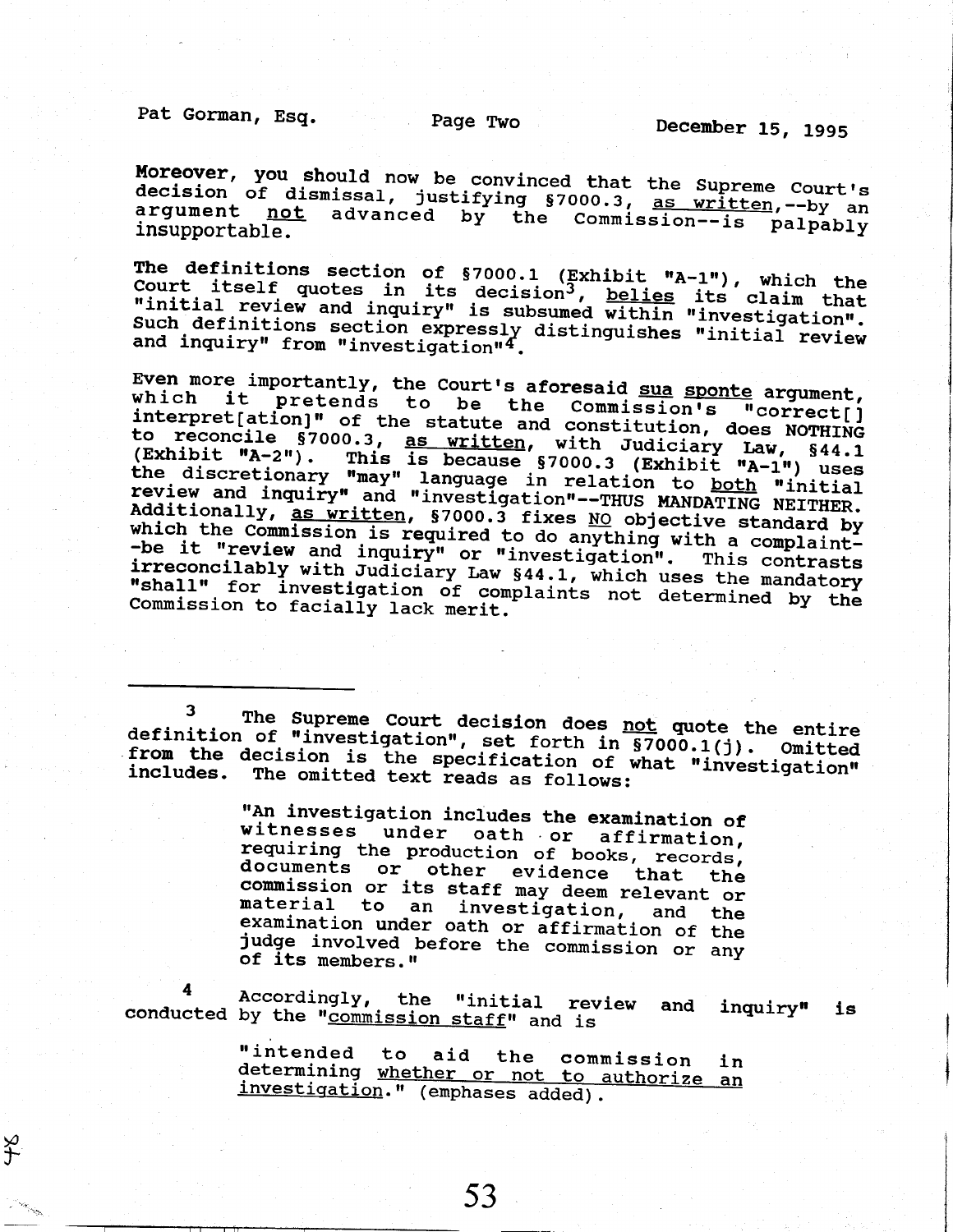**Moreover**, you should now be convinced that the Supreme Court's decision of dismissal, justifying §7000.3, as written,--by an argument not advanced by the Commission--is palpably insupportable.

**The definitions** section of §7000.1 (Exhibit "A-1"), which the Court itself quotes in its decision[3], belies its claim that "initial review and inquiry" is subsumed within "investigation". Such definitions section expressly distinguishes "initial review and inquiry" from "investigation"[4].

Even more importantly, the Court's **aforesaid** sua sponte argument, which it pretends to be the Commission's "correct[] interpret[ation]" of the statute and constitution, does NOTHING to reconcile §7000.3, as written, with Judiciary Law, §44.1 (Exhibit "A-2"). This is because §7000.3 (Exhibit "A-1") uses the discretionary "may" language in relation to both "initial review and inquiry" and "investigation"--THUS MANDATING NEITHER. Additionally, as written, §7000.3 fixes NO objective standard by which the Commission is required to do anything with a complaint--be it "review and inquiry" or "investigation". This contrasts irreconcilably with Judiciary Law §44.1, which uses the mandatory "shall" for investigation of complaints not determined by the Commission to facially lack merit.

---

[3] The Supreme Court decision does not quote the entire definition of "investigation", set forth in §7000.1(j). Omitted from the decision is the specification of what "investigation" includes. The omitted text reads as follows:

> "An investigation includes the examination of witnesses under oath or affirmation, requiring the production of books, records, documents or other evidence that the commission or its staff may deem relevant or material to an investigation, and the examination under oath or affirmation of the judge involved before the commission or any of its members."

[4] Accordingly, the "initial review and inquiry" is conducted by the "commission staff" and is

> "intended to aid the commission in determining whether or not to authorize an investigation." (emphases added).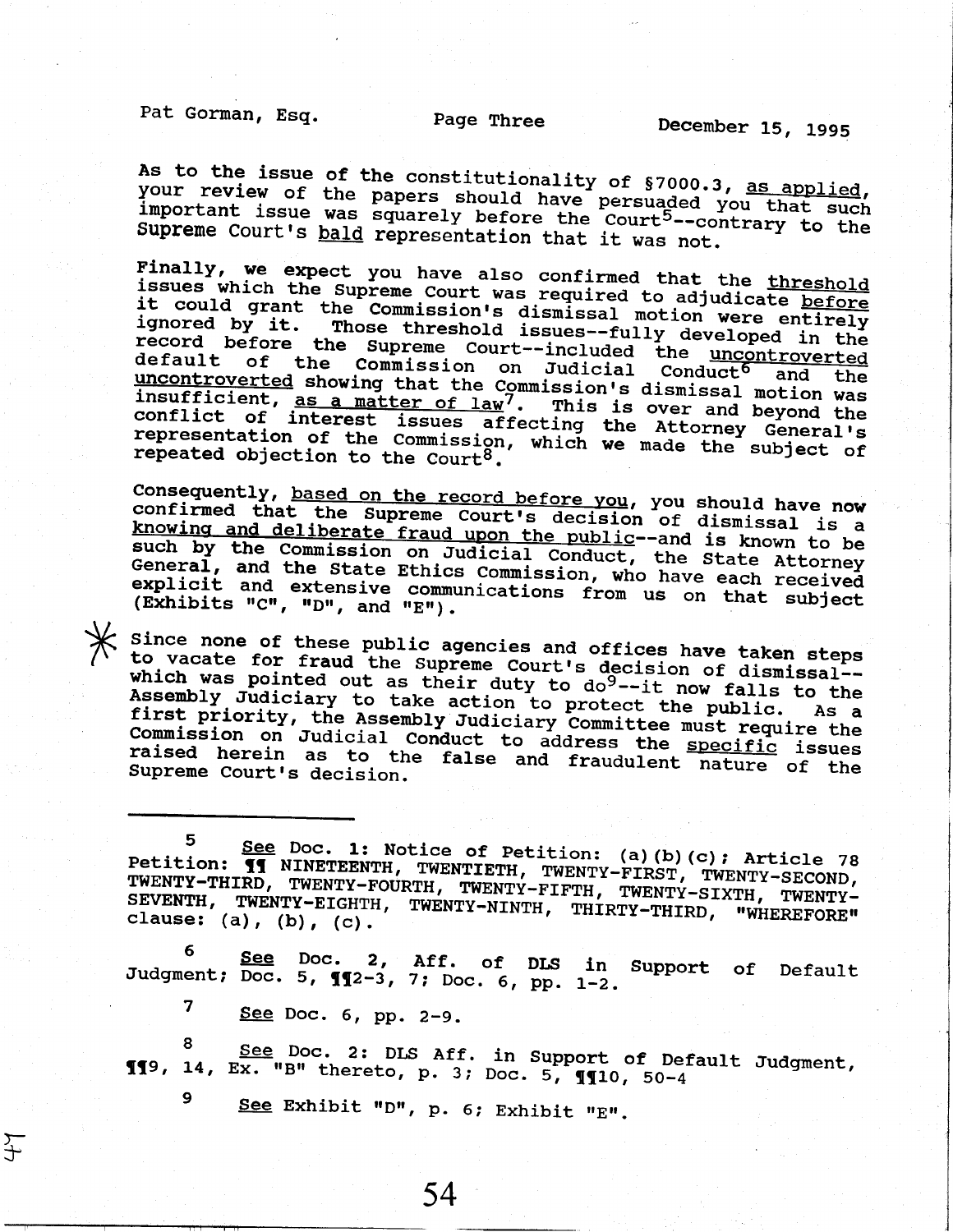As to the issue of the constitutionality of §7000.3, _as applied_, your review of the papers should have persuaded you that such important issue was squarely before the Court[5]--contrary to the Supreme Court's _bald_ representation that it was not.

Finally, we expect you have also confirmed that the _threshold_ issues which the Supreme Court was required to adjudicate _before_ it could grant the Commission's dismissal motion were entirely ignored by it. Those threshold issues--fully developed in the record before the Supreme Court--included the _uncontroverted_ default of the Commission on Judicial Conduct[6] and the _uncontroverted_ showing that the Commission's dismissal motion was insufficient, _as a matter of law_[7]. This is over and beyond the conflict of interest issues affecting the Attorney General's representation of the Commission, which we made the subject of repeated objection to the Court[8].

Consequently, _based on the record before you_, you should have now confirmed that the Supreme Court's decision of dismissal is a _knowing and deliberate fraud upon the public_--and is known to be such by the Commission on Judicial Conduct, the State Attorney General, and the State Ethics Commission, who have each received explicit and extensive communications from us on that subject (Exhibits "C", "D", and "E").

* Since none of these public agencies and offices have taken steps to vacate for fraud the Supreme Court's decision of dismissal--which was pointed out as their duty to do[9]--it now falls to the Assembly Judiciary to take action to protect the public. As a first priority, the Assembly Judiciary Committee must require the Commission on Judicial Conduct to address the _specific_ issues raised herein as to the false and fraudulent nature of the Supreme Court's decision.

---

[5] _See_ Doc. 1: Notice of Petition: (a)(b)(c); Article 78 Petition: ¶¶ NINETEENTH, TWENTIETH, TWENTY-FIRST, TWENTY-SECOND, TWENTY-THIRD, TWENTY-FOURTH, TWENTY-FIFTH, TWENTY-SIXTH, TWENTY-SEVENTH, TWENTY-EIGHTH, TWENTY-NINTH, THIRTY-THIRD, "WHEREFORE" clause: (a), (b), (c).

[6] _See_ Doc. 2, Aff. of DLS in Support of Default Judgment; Doc. 5, ¶¶2-3, 7; Doc. 6, pp. 1-2.

[7] _See_ Doc. 6, pp. 2-9.

[8] _See_ Doc. 2: DLS Aff. in Support of Default Judgment, ¶¶9, 14, Ex. "B" thereto, p. 3; Doc. 5, ¶¶10, 50-4

[9] _See_ Exhibit "D", p. 6; Exhibit "E".